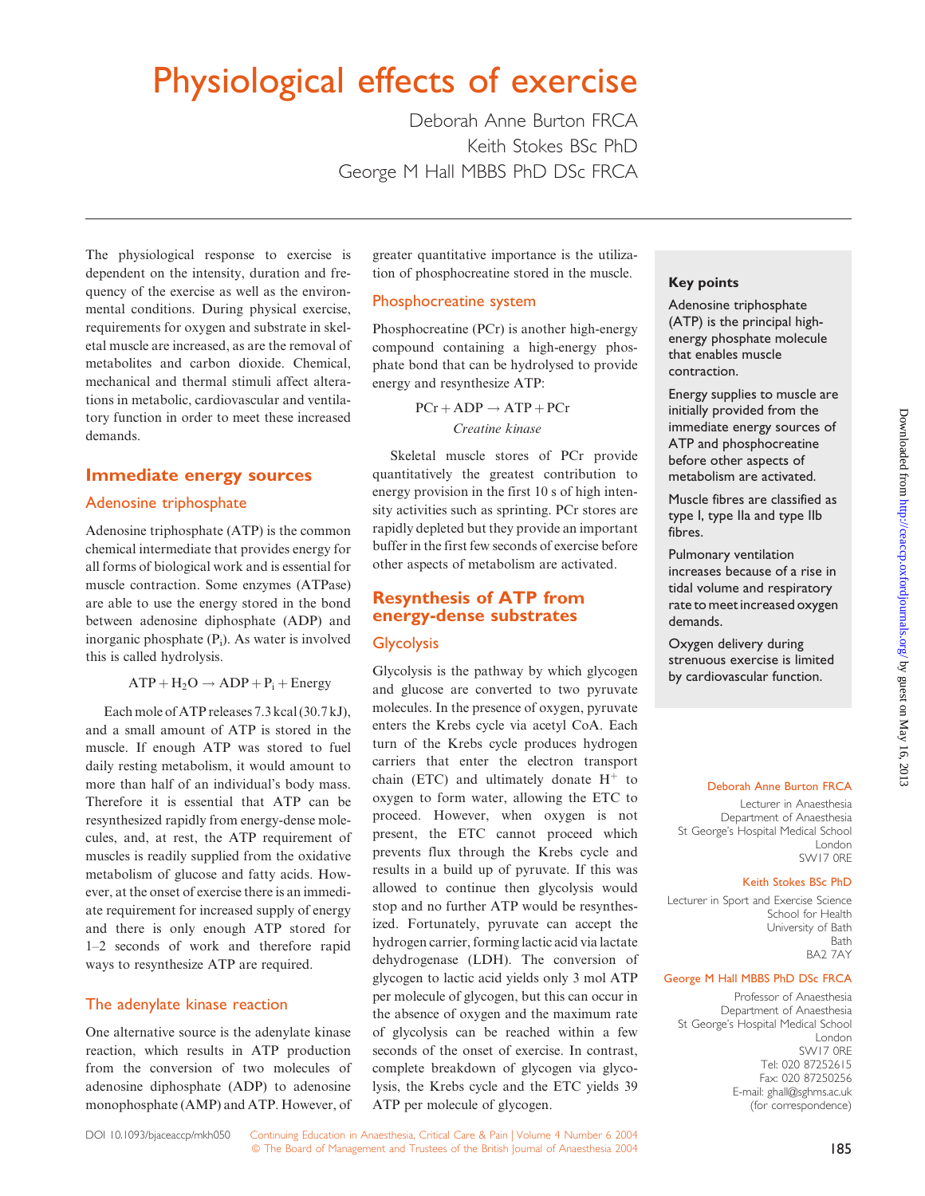# Physiological effects of exercise

Deborah Anne Burton FRCA
Keith Stokes BSc PhD
George M Hall MBBS PhD DSc FRCA

The physiological response to exercise is dependent on the intensity, duration and frequency of the exercise as well as the environmental conditions. During physical exercise, requirements for oxygen and substrate in skeletal muscle are increased, as are the removal of metabolites and carbon dioxide. Chemical, mechanical and thermal stimuli affect alterations in metabolic, cardiovascular and ventilatory function in order to meet these increased demands.

## Immediate energy sources

### Adenosine triphosphate

Adenosine triphosphate (ATP) is the common chemical intermediate that provides energy for all forms of biological work and is essential for muscle contraction. Some enzymes (ATPase) are able to use the energy stored in the bond between adenosine diphosphate (ADP) and inorganic phosphate ($P_i$). As water is involved this is called hydrolysis.

$$ATP + H_2O \rightarrow ADP + P_i + Energy$$

Each mole of ATP releases 7.3 kcal (30.7 kJ), and a small amount of ATP is stored in the muscle. If enough ATP was stored to fuel daily resting metabolism, it would amount to more than half of an individual's body mass. Therefore it is essential that ATP can be resynthesized rapidly from energy-dense molecules, and, at rest, the ATP requirement of muscles is readily supplied from the oxidative metabolism of glucose and fatty acids. However, at the onset of exercise there is an immediate requirement for increased supply of energy and there is only enough ATP stored for 1–2 seconds of work and therefore rapid ways to resynthesize ATP are required.

### The adenylate kinase reaction

One alternative source is the adenylate kinase reaction, which results in ATP production from the conversion of two molecules of adenosine diphosphate (ADP) to adenosine monophosphate (AMP) and ATP. However, of greater quantitative importance is the utilization of phosphocreatine stored in the muscle.

### Phosphocreatine system

Phosphocreatine (PCr) is another high-energy compound containing a high-energy phosphate bond that can be hydrolysed to provide energy and resynthesize ATP:

$$PCr + ADP \rightarrow ATP + PCr$$

*Creatine kinase*

Skeletal muscle stores of PCr provide quantitatively the greatest contribution to energy provision in the first 10 s of high intensity activities such as sprinting. PCr stores are rapidly depleted but they provide an important buffer in the first few seconds of exercise before other aspects of metabolism are activated.

## Resynthesis of ATP from energy-dense substrates

### Glycolysis

Glycolysis is the pathway by which glycogen and glucose are converted to two pyruvate molecules. In the presence of oxygen, pyruvate enters the Krebs cycle via acetyl CoA. Each turn of the Krebs cycle produces hydrogen carriers that enter the electron transport chain (ETC) and ultimately donate $H^+$ to oxygen to form water, allowing the ETC to proceed. However, when oxygen is not present, the ETC cannot proceed which prevents flux through the Krebs cycle and results in a build up of pyruvate. If this was allowed to continue then glycolysis would stop and no further ATP would be resynthesized. Fortunately, pyruvate can accept the hydrogen carrier, forming lactic acid via lactate dehydrogenase (LDH). The conversion of glycogen to lactic acid yields only 3 mol ATP per molecule of glycogen, but this can occur in the absence of oxygen and the maximum rate of glycolysis can be reached within a few seconds of the onset of exercise. In contrast, complete breakdown of glycogen via glycolysis, the Krebs cycle and the ETC yields 39 ATP per molecule of glycogen.

**Key points**

Adenosine triphosphate (ATP) is the principal high-energy phosphate molecule that enables muscle contraction.

Energy supplies to muscle are initially provided from the immediate energy sources of ATP and phosphocreatine before other aspects of metabolism are activated.

Muscle fibres are classified as type I, type IIa and type IIb fibres.

Pulmonary ventilation increases because of a rise in tidal volume and respiratory rate to meet increased oxygen demands.

Oxygen delivery during strenuous exercise is limited by cardiovascular function.

**Deborah Anne Burton FRCA**
Lecturer in Anaesthesia
Department of Anaesthesia
St George's Hospital Medical School
London
SW17 0RE

**Keith Stokes BSc PhD**
Lecturer in Sport and Exercise Science
School for Health
University of Bath
Bath
BA2 7AY

**George M Hall MBBS PhD DSc FRCA**
Professor of Anaesthesia
Department of Anaesthesia
St George's Hospital Medical School
London
SW17 0RE
Tel: 020 87252615
Fax: 020 87250256
E-mail: ghall@sghms.ac.uk
(for correspondence)

DOI 10.1093/bjaceaccp/mkh050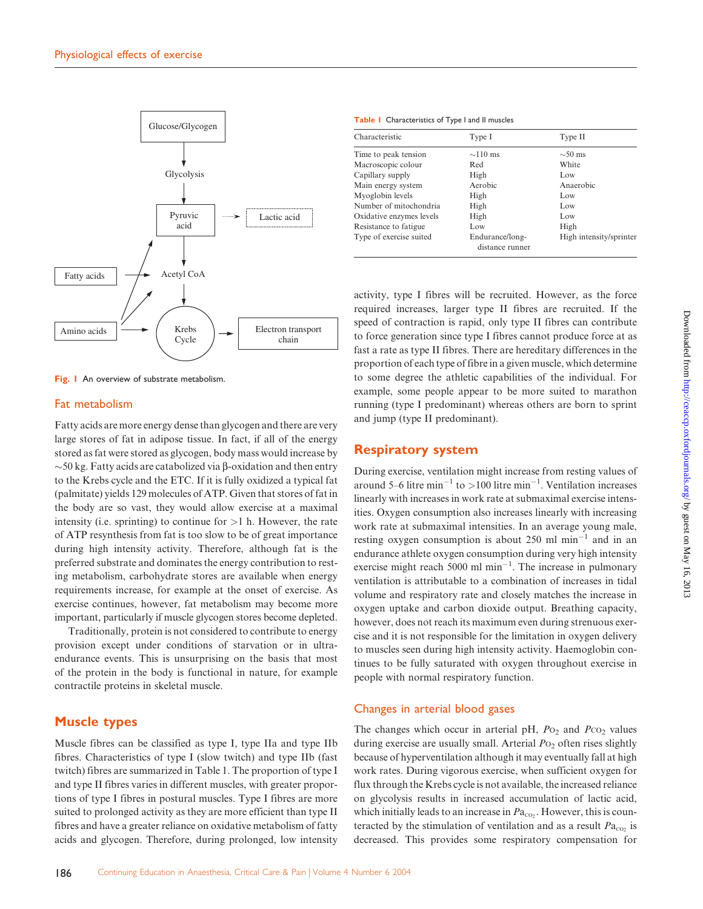Fig. 1 An overview of substrate metabolism.

## Fat metabolism

Fatty acids are more energy dense than glycogen and there are very large stores of fat in adipose tissue. In fact, if all of the energy stored as fat were stored as glycogen, body mass would increase by ~50 kg. Fatty acids are catabolized via β-oxidation and then entry to the Krebs cycle and the ETC. If it is fully oxidized a typical fat (palmitate) yields 129 molecules of ATP. Given that stores of fat in the body are so vast, they would allow exercise at a maximal intensity (i.e. sprinting) to continue for >1 h. However, the rate of ATP resynthesis from fat is too slow to be of great importance during high intensity activity. Therefore, although fat is the preferred substrate and dominates the energy contribution to resting metabolism, carbohydrate stores are available when energy requirements increase, for example at the onset of exercise. As exercise continues, however, fat metabolism may become more important, particularly if muscle glycogen stores become depleted.

Traditionally, protein is not considered to contribute to energy provision except under conditions of starvation or in ultra-endurance events. This is unsurprising on the basis that most of the protein in the body is functional in nature, for example contractile proteins in skeletal muscle.

## Muscle types

Muscle fibres can be classified as type I, type IIa and type IIb fibres. Characteristics of type I (slow twitch) and type IIb (fast twitch) fibres are summarized in Table 1. The proportion of type I and type II fibres varies in different muscles, with greater proportions of type I fibres in postural muscles. Type I fibres are more suited to prolonged activity as they are more efficient than type II fibres and have a greater reliance on oxidative metabolism of fatty acids and glycogen. Therefore, during prolonged, low intensity activity, type I fibres will be recruited. However, as the force required increases, larger type II fibres are recruited. If the speed of contraction is rapid, only type II fibres can contribute to force generation since type I fibres cannot produce force at as fast a rate as type II fibres. There are hereditary differences in the proportion of each type of fibre in a given muscle, which determine to some degree the athletic capabilities of the individual. For example, some people appear to be more suited to marathon running (type I predominant) whereas others are born to sprint and jump (type II predominant).

Table 1 Characteristics of Type I and II muscles

| Characteristic | Type I | Type II |
|---|---|---|
| Time to peak tension | ~110 ms | ~50 ms |
| Macroscopic colour | Red | White |
| Capillary supply | High | Low |
| Main energy system | Aerobic | Anaerobic |
| Myoglobin levels | High | Low |
| Number of mitochondria | High | Low |
| Oxidative enzymes levels | High | Low |
| Resistance to fatigue | Low | High |
| Type of exercise suited | Endurance/long-distance runner | High intensity/sprinter |

## Respiratory system

During exercise, ventilation might increase from resting values of around 5–6 litre min$^{-1}$ to >100 litre min$^{-1}$. Ventilation increases linearly with increases in work rate at submaximal exercise intensities. Oxygen consumption also increases linearly with increasing work rate at submaximal intensities. In an average young male, resting oxygen consumption is about 250 ml min$^{-1}$ and in an endurance athlete oxygen consumption during very high intensity exercise might reach 5000 ml min$^{-1}$. The increase in pulmonary ventilation is attributable to a combination of increases in tidal volume and respiratory rate and closely matches the increase in oxygen uptake and carbon dioxide output. Breathing capacity, however, does not reach its maximum even during strenuous exercise and it is not responsible for the limitation in oxygen delivery to muscles seen during high intensity activity. Haemoglobin continues to be fully saturated with oxygen throughout exercise in people with normal respiratory function.

### Changes in arterial blood gases

The changes which occur in arterial pH, $P_{O_2}$ and $P_{CO_2}$ values during exercise are usually small. Arterial $P_{O_2}$ often rises slightly because of hyperventilation although it may eventually fall at high work rates. During vigorous exercise, when sufficient oxygen for flux through the Krebs cycle is not available, the increased reliance on glycolysis results in increased accumulation of lactic acid, which initially leads to an increase in $Pa_{CO_2}$. However, this is counteracted by the stimulation of ventilation and as a result $Pa_{CO_2}$ is decreased. This provides some respiratory compensation for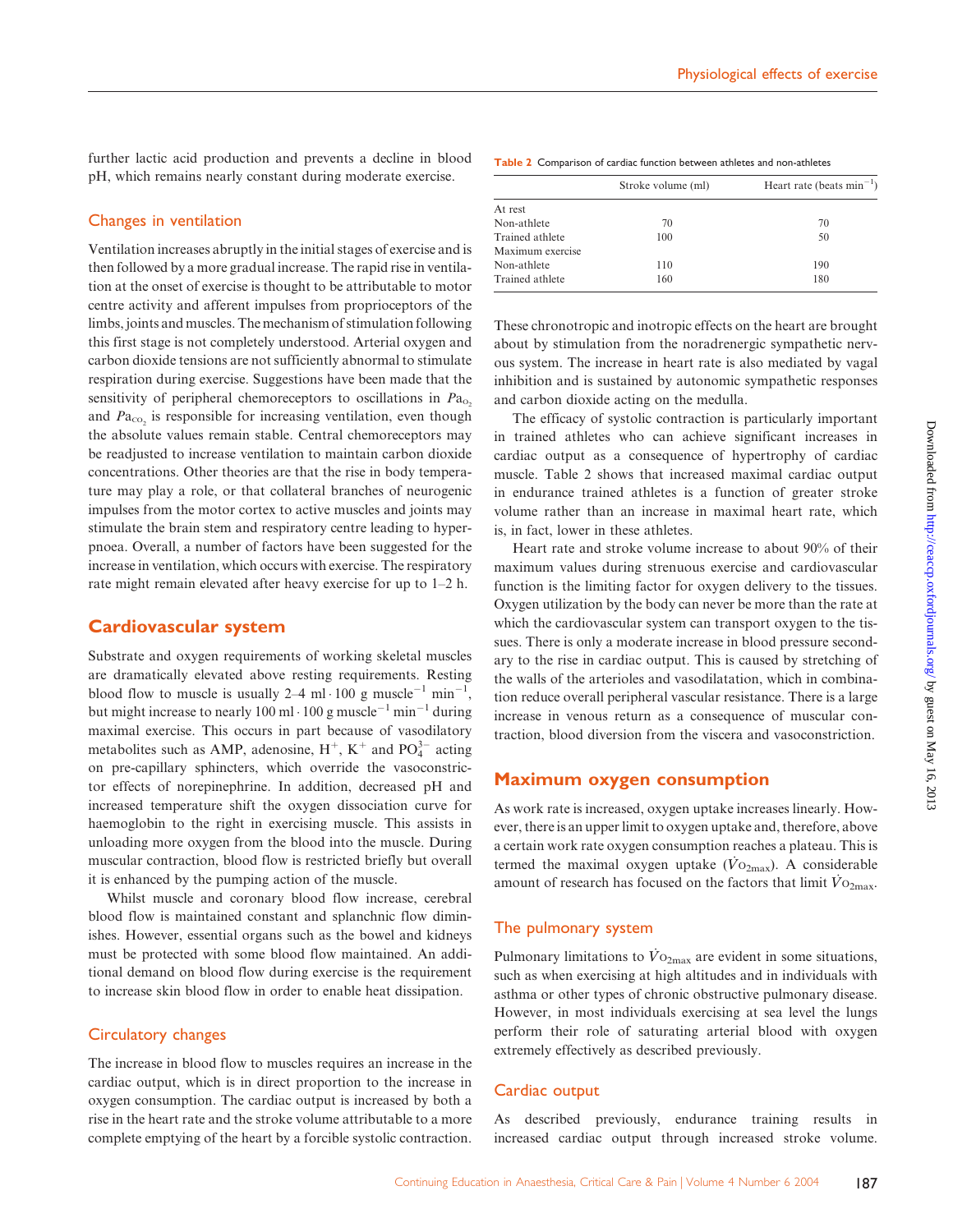further lactic acid production and prevents a decline in blood pH, which remains nearly constant during moderate exercise.

### Changes in ventilation

Ventilation increases abruptly in the initial stages of exercise and is then followed by a more gradual increase. The rapid rise in ventilation at the onset of exercise is thought to be attributable to motor centre activity and afferent impulses from proprioceptors of the limbs, joints and muscles. The mechanism of stimulation following this first stage is not completely understood. Arterial oxygen and carbon dioxide tensions are not sufficiently abnormal to stimulate respiration during exercise. Suggestions have been made that the sensitivity of peripheral chemoreceptors to oscillations in $Pa_{O_2}$ and $Pa_{CO_2}$ is responsible for increasing ventilation, even though the absolute values remain stable. Central chemoreceptors may be readjusted to increase ventilation to maintain carbon dioxide concentrations. Other theories are that the rise in body temperature may play a role, or that collateral branches of neurogenic impulses from the motor cortex to active muscles and joints may stimulate the brain stem and respiratory centre leading to hyperpnoea. Overall, a number of factors have been suggested for the increase in ventilation, which occurs with exercise. The respiratory rate might remain elevated after heavy exercise for up to 1–2 h.

## Cardiovascular system

Substrate and oxygen requirements of working skeletal muscles are dramatically elevated above resting requirements. Resting blood flow to muscle is usually 2–4 $ml \cdot 100\ g\ muscle^{-1}\ min^{-1}$, but might increase to nearly 100 $ml \cdot 100\ g\ muscle^{-1}\ min^{-1}$ during maximal exercise. This occurs in part because of vasodilatory metabolites such as AMP, adenosine, $H^+$, $K^+$ and $PO_4^{3-}$ acting on pre-capillary sphincters, which override the vasoconstrictor effects of norepinephrine. In addition, decreased pH and increased temperature shift the oxygen dissociation curve for haemoglobin to the right in exercising muscle. This assists in unloading more oxygen from the blood into the muscle. During muscular contraction, blood flow is restricted briefly but overall it is enhanced by the pumping action of the muscle.

Whilst muscle and coronary blood flow increase, cerebral blood flow is maintained constant and splanchnic flow diminishes. However, essential organs such as the bowel and kidneys must be protected with some blood flow maintained. An additional demand on blood flow during exercise is the requirement to increase skin blood flow in order to enable heat dissipation.

### Circulatory changes

The increase in blood flow to muscles requires an increase in the cardiac output, which is in direct proportion to the increase in oxygen consumption. The cardiac output is increased by both a rise in the heart rate and the stroke volume attributable to a more complete emptying of the heart by a forcible systolic contraction.

**Table 2** Comparison of cardiac function between athletes and non-athletes

| | Stroke volume (ml) | Heart rate (beats $min^{-1}$) |
|---|---|---|
| At rest | | |
| Non-athlete | 70 | 70 |
| Trained athlete | 100 | 50 |
| Maximum exercise | | |
| Non-athlete | 110 | 190 |
| Trained athlete | 160 | 180 |

These chronotropic and inotropic effects on the heart are brought about by stimulation from the noradrenergic sympathetic nervous system. The increase in heart rate is also mediated by vagal inhibition and is sustained by autonomic sympathetic responses and carbon dioxide acting on the medulla.

The efficacy of systolic contraction is particularly important in trained athletes who can achieve significant increases in cardiac output as a consequence of hypertrophy of cardiac muscle. Table 2 shows that increased maximal cardiac output in endurance trained athletes is a function of greater stroke volume rather than an increase in maximal heart rate, which is, in fact, lower in these athletes.

Heart rate and stroke volume increase to about 90% of their maximum values during strenuous exercise and cardiovascular function is the limiting factor for oxygen delivery to the tissues. Oxygen utilization by the body can never be more than the rate at which the cardiovascular system can transport oxygen to the tissues. There is only a moderate increase in blood pressure secondary to the rise in cardiac output. This is caused by stretching of the walls of the arterioles and vasodilatation, which in combination reduce overall peripheral vascular resistance. There is a large increase in venous return as a consequence of muscular contraction, blood diversion from the viscera and vasoconstriction.

## Maximum oxygen consumption

As work rate is increased, oxygen uptake increases linearly. However, there is an upper limit to oxygen uptake and, therefore, above a certain work rate oxygen consumption reaches a plateau. This is termed the maximal oxygen uptake ($\dot{V}O_{2max}$). A considerable amount of research has focused on the factors that limit $\dot{V}O_{2max}$.

### The pulmonary system

Pulmonary limitations to $\dot{V}O_{2max}$ are evident in some situations, such as when exercising at high altitudes and in individuals with asthma or other types of chronic obstructive pulmonary disease. However, in most individuals exercising at sea level the lungs perform their role of saturating arterial blood with oxygen extremely effectively as described previously.

### Cardiac output

As described previously, endurance training results in increased cardiac output through increased stroke volume.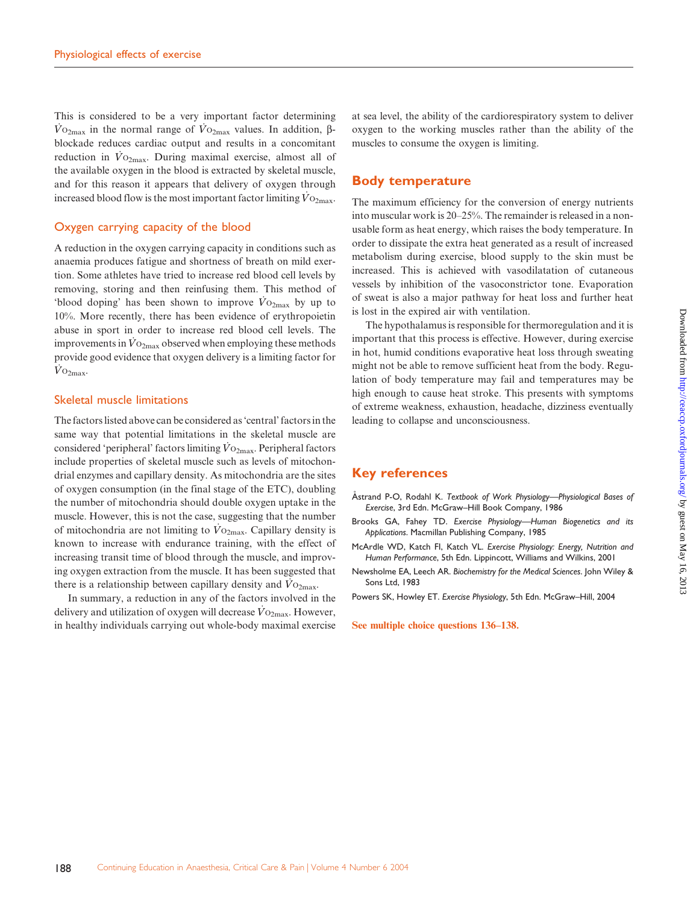This is considered to be a very important factor determining $\dot{V}O_{2max}$ in the normal range of $\dot{V}O_{2max}$ values. In addition, β-blockade reduces cardiac output and results in a concomitant reduction in $\dot{V}O_{2max}$. During maximal exercise, almost all of the available oxygen in the blood is extracted by skeletal muscle, and for this reason it appears that delivery of oxygen through increased blood flow is the most important factor limiting $\dot{V}O_{2max}$.

### Oxygen carrying capacity of the blood

A reduction in the oxygen carrying capacity in conditions such as anaemia produces fatigue and shortness of breath on mild exertion. Some athletes have tried to increase red blood cell levels by removing, storing and then reinfusing them. This method of 'blood doping' has been shown to improve $\dot{V}O_{2max}$ by up to 10%. More recently, there has been evidence of erythropoietin abuse in sport in order to increase red blood cell levels. The improvements in $\dot{V}O_{2max}$ observed when employing these methods provide good evidence that oxygen delivery is a limiting factor for $\dot{V}O_{2max}$.

### Skeletal muscle limitations

The factors listed above can be considered as 'central' factors in the same way that potential limitations in the skeletal muscle are considered 'peripheral' factors limiting $\dot{V}O_{2max}$. Peripheral factors include properties of skeletal muscle such as levels of mitochondrial enzymes and capillary density. As mitochondria are the sites of oxygen consumption (in the final stage of the ETC), doubling the number of mitochondria should double oxygen uptake in the muscle. However, this is not the case, suggesting that the number of mitochondria are not limiting to $\dot{V}O_{2max}$. Capillary density is known to increase with endurance training, with the effect of increasing transit time of blood through the muscle, and improving oxygen extraction from the muscle. It has been suggested that there is a relationship between capillary density and $\dot{V}O_{2max}$.

In summary, a reduction in any of the factors involved in the delivery and utilization of oxygen will decrease $\dot{V}O_{2max}$. However, in healthy individuals carrying out whole-body maximal exercise at sea level, the ability of the cardiorespiratory system to deliver oxygen to the working muscles rather than the ability of the muscles to consume the oxygen is limiting.

## Body temperature

The maximum efficiency for the conversion of energy nutrients into muscular work is 20–25%. The remainder is released in a non-usable form as heat energy, which raises the body temperature. In order to dissipate the extra heat generated as a result of increased metabolism during exercise, blood supply to the skin must be increased. This is achieved with vasodilatation of cutaneous vessels by inhibition of the vasoconstrictor tone. Evaporation of sweat is also a major pathway for heat loss and further heat is lost in the expired air with ventilation.

The hypothalamus is responsible for thermoregulation and it is important that this process is effective. However, during exercise in hot, humid conditions evaporative heat loss through sweating might not be able to remove sufficient heat from the body. Regulation of body temperature may fail and temperatures may be high enough to cause heat stroke. This presents with symptoms of extreme weakness, exhaustion, headache, dizziness eventually leading to collapse and unconsciousness.

## Key references

Åstrand P-O, Rodahl K. *Textbook of Work Physiology—Physiological Bases of Exercise*, 3rd Edn. McGraw–Hill Book Company, 1986

Brooks GA, Fahey TD. *Exercise Physiology—Human Biogenetics and its Applications*. Macmillan Publishing Company, 1985

McArdle WD, Katch FI, Katch VL. *Exercise Physiology: Energy, Nutrition and Human Performance*, 5th Edn. Lippincott, Williams and Wilkins, 2001

Newsholme EA, Leech AR. *Biochemistry for the Medical Sciences*. John Wiley & Sons Ltd, 1983

Powers SK, Howley ET. *Exercise Physiology*, 5th Edn. McGraw–Hill, 2004

**See multiple choice questions 136–138.**